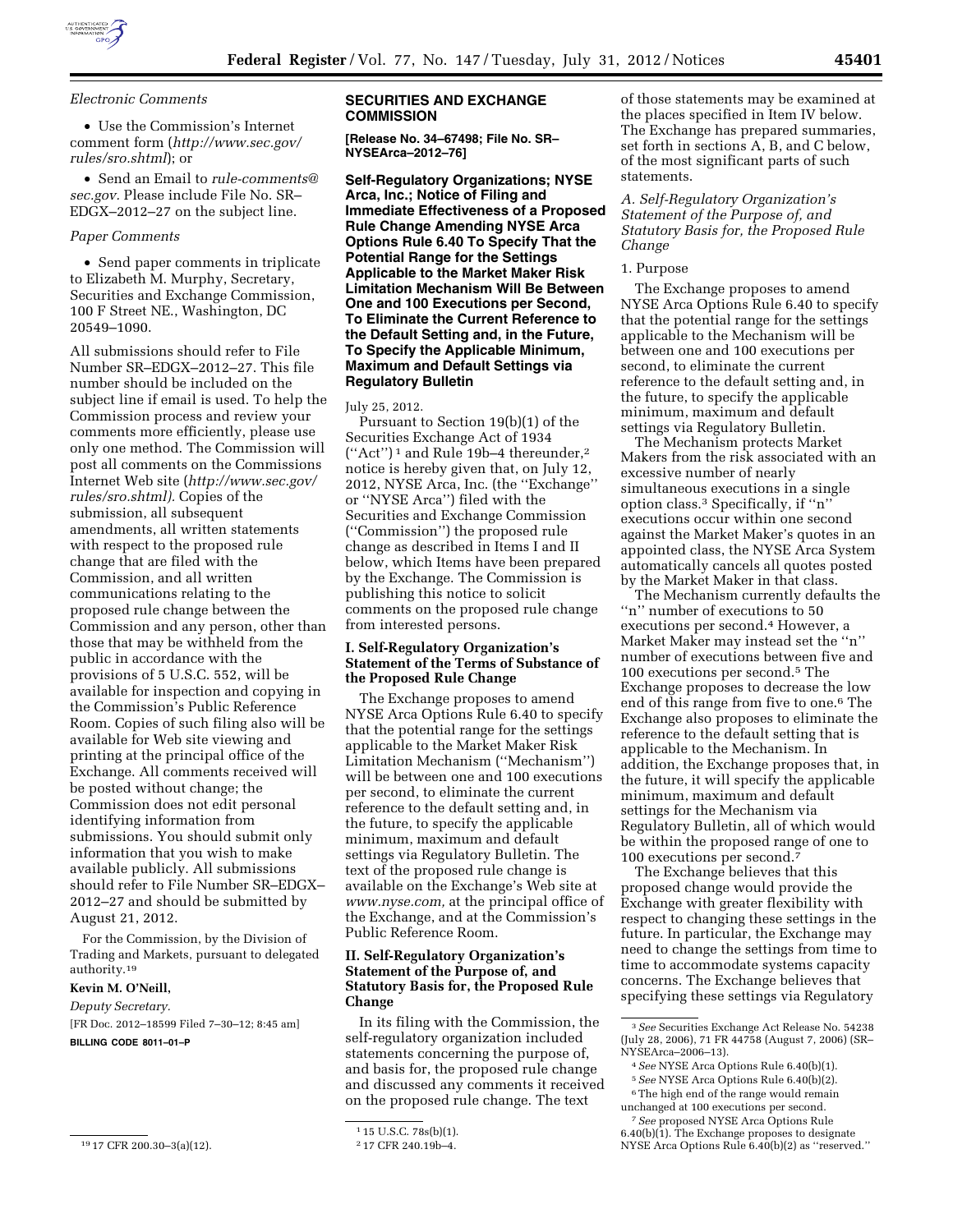*Electronic Comments*

- Use the Commission's Internet comment form (*http://www.sec.gov/rules/sro.shtml*); or
- Send an Email to *rule-comments@sec.gov*. Please include File No. SR–EDGX–2012–27 on the subject line.

*Paper Comments*

- Send paper comments in triplicate to Elizabeth M. Murphy, Secretary, Securities and Exchange Commission, 100 F Street NE., Washington, DC 20549–1090.

All submissions should refer to File Number SR–EDGX–2012–27. This file number should be included on the subject line if email is used. To help the Commission process and review your comments more efficiently, please use only one method. The Commission will post all comments on the Commissions Internet Web site (*http://www.sec.gov/rules/sro.shtml).* Copies of the submission, all subsequent amendments, all written statements with respect to the proposed rule change that are filed with the Commission, and all written communications relating to the proposed rule change between the Commission and any person, other than those that may be withheld from the public in accordance with the provisions of 5 U.S.C. 552, will be available for inspection and copying in the Commission's Public Reference Room. Copies of such filing also will be available for Web site viewing and printing at the principal office of the Exchange. All comments received will be posted without change; the Commission does not edit personal identifying information from submissions. You should submit only information that you wish to make available publicly. All submissions should refer to File Number SR–EDGX–2012–27 and should be submitted by August 21, 2012.

For the Commission, by the Division of Trading and Markets, pursuant to delegated authority.[19]

**Kevin M. O'Neill,**

*Deputy Secretary.*

[FR Doc. 2012–18599 Filed 7–30–12; 8:45 am]

**BILLING CODE 8011–01–P**

[19] 17 CFR 200.30–3(a)(12).

## SECURITIES AND EXCHANGE COMMISSION

**[Release No. 34–67498; File No. SR–NYSEArca–2012–76]**

**Self-Regulatory Organizations; NYSE Arca, Inc.; Notice of Filing and Immediate Effectiveness of a Proposed Rule Change Amending NYSE Arca Options Rule 6.40 To Specify That the Potential Range for the Settings Applicable to the Market Maker Risk Limitation Mechanism Will Be Between One and 100 Executions per Second, To Eliminate the Current Reference to the Default Setting and, in the Future, To Specify the Applicable Minimum, Maximum and Default Settings via Regulatory Bulletin**

July 25, 2012.

Pursuant to Section 19(b)(1) of the Securities Exchange Act of 1934 (''Act'')[1] and Rule 19b–4 thereunder,[2] notice is hereby given that, on July 12, 2012, NYSE Arca, Inc. (the ''Exchange'' or ''NYSE Arca'') filed with the Securities and Exchange Commission (''Commission'') the proposed rule change as described in Items I and II below, which Items have been prepared by the Exchange. The Commission is publishing this notice to solicit comments on the proposed rule change from interested persons.

### I. Self-Regulatory Organization's Statement of the Terms of Substance of the Proposed Rule Change

The Exchange proposes to amend NYSE Arca Options Rule 6.40 to specify that the potential range for the settings applicable to the Market Maker Risk Limitation Mechanism (''Mechanism'') will be between one and 100 executions per second, to eliminate the current reference to the default setting and, in the future, to specify the applicable minimum, maximum and default settings via Regulatory Bulletin. The text of the proposed rule change is available on the Exchange's Web site at *www.nyse.com,* at the principal office of the Exchange, and at the Commission's Public Reference Room.

### II. Self-Regulatory Organization's Statement of the Purpose of, and Statutory Basis for, the Proposed Rule Change

In its filing with the Commission, the self-regulatory organization included statements concerning the purpose of, and basis for, the proposed rule change and discussed any comments it received on the proposed rule change. The text of those statements may be examined at the places specified in Item IV below. The Exchange has prepared summaries, set forth in sections A, B, and C below, of the most significant parts of such statements.

*A. Self-Regulatory Organization's Statement of the Purpose of, and Statutory Basis for, the Proposed Rule Change*

1. Purpose

The Exchange proposes to amend NYSE Arca Options Rule 6.40 to specify that the potential range for the settings applicable to the Mechanism will be between one and 100 executions per second, to eliminate the current reference to the default setting and, in the future, to specify the applicable minimum, maximum and default settings via Regulatory Bulletin.

The Mechanism protects Market Makers from the risk associated with an excessive number of nearly simultaneous executions in a single option class.[3] Specifically, if ''n'' executions occur within one second against the Market Maker's quotes in an appointed class, the NYSE Arca System automatically cancels all quotes posted by the Market Maker in that class.

The Mechanism currently defaults the ''n'' number of executions to 50 executions per second.[4] However, a Market Maker may instead set the ''n'' number of executions between five and 100 executions per second.[5] The Exchange proposes to decrease the low end of this range from five to one.[6] The Exchange also proposes to eliminate the reference to the default setting that is applicable to the Mechanism. In addition, the Exchange proposes that, in the future, it will specify the applicable minimum, maximum and default settings for the Mechanism via Regulatory Bulletin, all of which would be within the proposed range of one to 100 executions per second.[7]

The Exchange believes that this proposed change would provide the Exchange with greater flexibility with respect to changing these settings in the future. In particular, the Exchange may need to change the settings from time to time to accommodate systems capacity concerns. The Exchange believes that specifying these settings via Regulatory

[1] 15 U.S.C. 78s(b)(1).

[2] 17 CFR 240.19b–4.

[3] *See* Securities Exchange Act Release No. 54238 (July 28, 2006), 71 FR 44758 (August 7, 2006) (SR–NYSEArca–2006–13).

[4] *See* NYSE Arca Options Rule 6.40(b)(1).

[5] *See* NYSE Arca Options Rule 6.40(b)(2).

[6] The high end of the range would remain unchanged at 100 executions per second.

[7] *See* proposed NYSE Arca Options Rule 6.40(b)(1). The Exchange proposes to designate NYSE Arca Options Rule 6.40(b)(2) as ''reserved.''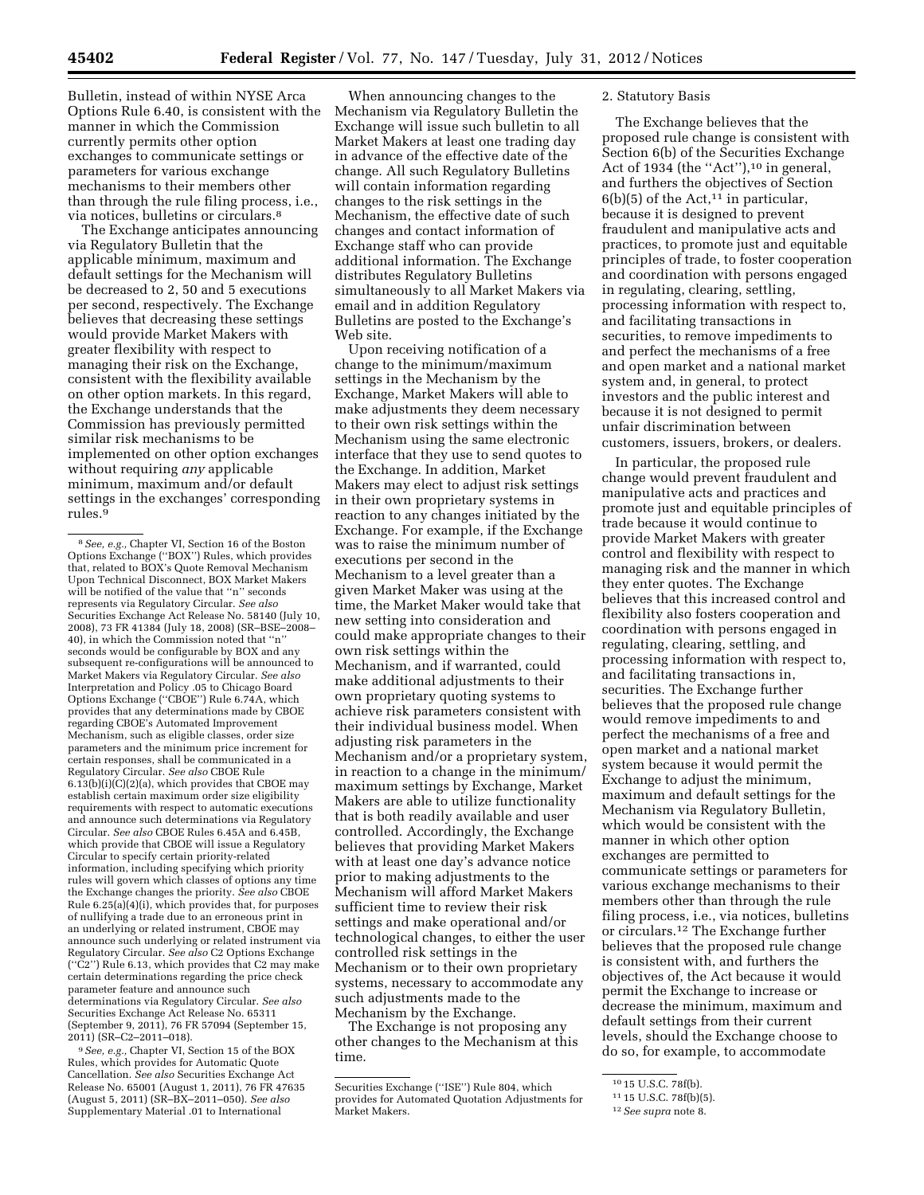Bulletin, instead of within NYSE Arca Options Rule 6.40, is consistent with the manner in which the Commission currently permits other option exchanges to communicate settings or parameters for various exchange mechanisms to their members other than through the rule filing process, i.e., via notices, bulletins or circulars.[8]

The Exchange anticipates announcing via Regulatory Bulletin that the applicable minimum, maximum and default settings for the Mechanism will be decreased to 2, 50 and 5 executions per second, respectively. The Exchange believes that decreasing these settings would provide Market Makers with greater flexibility with respect to managing their risk on the Exchange, consistent with the flexibility available on other option markets. In this regard, the Exchange understands that the Commission has previously permitted similar risk mechanisms to be implemented on other option exchanges without requiring *any* applicable minimum, maximum and/or default settings in the exchanges' corresponding rules.[9]

When announcing changes to the Mechanism via Regulatory Bulletin the Exchange will issue such bulletin to all Market Makers at least one trading day in advance of the effective date of the change. All such Regulatory Bulletins will contain information regarding changes to the risk settings in the Mechanism, the effective date of such changes and contact information of Exchange staff who can provide additional information. The Exchange distributes Regulatory Bulletins simultaneously to all Market Makers via email and in addition Regulatory Bulletins are posted to the Exchange's Web site.

Upon receiving notification of a change to the minimum/maximum settings in the Mechanism by the Exchange, Market Makers will able to make adjustments they deem necessary to their own risk settings within the Mechanism using the same electronic interface that they use to send quotes to the Exchange. In addition, Market Makers may elect to adjust risk settings in their own proprietary systems in reaction to any changes initiated by the Exchange. For example, if the Exchange was to raise the minimum number of executions per second in the Mechanism to a level greater than a given Market Maker was using at the time, the Market Maker would take that new setting into consideration and could make appropriate changes to their own risk settings within the Mechanism, and if warranted, could make additional adjustments to their own proprietary quoting systems to achieve risk parameters consistent with their individual business model. When adjusting risk parameters in the Mechanism and/or a proprietary system, in reaction to a change in the minimum/maximum settings by Exchange, Market Makers are able to utilize functionality that is both readily available and user controlled. Accordingly, the Exchange believes that providing Market Makers with at least one day's advance notice prior to making adjustments to the Mechanism will afford Market Makers sufficient time to review their risk settings and make operational and/or technological changes, to either the user controlled risk settings in the Mechanism or to their own proprietary systems, necessary to accommodate any such adjustments made to the Mechanism by the Exchange.

The Exchange is not proposing any other changes to the Mechanism at this time.

### 2. Statutory Basis

The Exchange believes that the proposed rule change is consistent with Section 6(b) of the Securities Exchange Act of 1934 (the "Act"),[10] in general, and furthers the objectives of Section 6(b)(5) of the Act,[11] in particular, because it is designed to prevent fraudulent and manipulative acts and practices, to promote just and equitable principles of trade, to foster cooperation and coordination with persons engaged in regulating, clearing, settling, processing information with respect to, and facilitating transactions in securities, to remove impediments to and perfect the mechanisms of a free and open market and a national market system and, in general, to protect investors and the public interest and because it is not designed to permit unfair discrimination between customers, issuers, brokers, or dealers.

In particular, the proposed rule change would prevent fraudulent and manipulative acts and practices and promote just and equitable principles of trade because it would continue to provide Market Makers with greater control and flexibility with respect to managing risk and the manner in which they enter quotes. The Exchange believes that this increased control and flexibility also fosters cooperation and coordination with persons engaged in regulating, clearing, settling, and processing information with respect to, and facilitating transactions in, securities. The Exchange further believes that the proposed rule change would remove impediments to and perfect the mechanisms of a free and open market and a national market system because it would permit the Exchange to adjust the minimum, maximum and default settings for the Mechanism via Regulatory Bulletin, which would be consistent with the manner in which other option exchanges are permitted to communicate settings or parameters for various exchange mechanisms to their members other than through the rule filing process, i.e., via notices, bulletins or circulars.[12] The Exchange further believes that the proposed rule change is consistent with, and furthers the objectives of, the Act because it would permit the Exchange to increase or decrease the minimum, maximum and default settings from their current levels, should the Exchange choose to do so, for example, to accommodate

---

[8] *See, e.g.,* Chapter VI, Section 16 of the Boston Options Exchange ("BOX") Rules, which provides that, related to BOX's Quote Removal Mechanism Upon Technical Disconnect, BOX Market Makers will be notified of the value that "n" seconds represents via Regulatory Circular. *See also* Securities Exchange Act Release No. 58140 (July 10, 2008), 73 FR 41384 (July 18, 2008) (SR–BSE–2008–40), in which the Commission noted that "n" seconds would be configurable by BOX and any subsequent re-configurations will be announced to Market Makers via Regulatory Circular. *See also* Interpretation and Policy .05 to Chicago Board Options Exchange ("CBOE") Rule 6.74A, which provides that any determinations made by CBOE regarding CBOE's Automated Improvement Mechanism, such as eligible classes, order size parameters and the minimum price increment for certain responses, shall be communicated in a Regulatory Circular. *See also* CBOE Rule 6.13(b)(i)(C)(2)(a), which provides that CBOE may establish certain maximum order size eligibility requirements with respect to automatic executions and announce such determinations via Regulatory Circular. *See also* CBOE Rules 6.45A and 6.45B, which provide that CBOE will issue a Regulatory Circular to specify certain priority-related information, including specifying which priority rules will govern which classes of options any time the Exchange changes the priority. *See also* CBOE Rule 6.25(a)(4)(i), which provides that, for purposes of nullifying a trade due to an erroneous print in an underlying or related instrument, CBOE may announce such underlying or related instrument via Regulatory Circular. *See also* C2 Options Exchange ("C2") Rule 6.13, which provides that C2 may make certain determinations regarding the price check parameter feature and announce such determinations via Regulatory Circular. *See also* Securities Exchange Act Release No. 65311 (September 9, 2011), 76 FR 57094 (September 15, 2011) (SR–C2–2011–018).

[9] *See, e.g.,* Chapter VI, Section 15 of the BOX Rules, which provides for Automatic Quote Cancellation. *See also* Securities Exchange Act Release No. 65001 (August 1, 2011), 76 FR 47635 (August 5, 2011) (SR–BX–2011–050). *See also* Supplementary Material .01 to International Securities Exchange ("ISE") Rule 804, which provides for Automated Quotation Adjustments for Market Makers.

[10] 15 U.S.C. 78f(b).

[11] 15 U.S.C. 78f(b)(5).

[12] *See supra* note 8.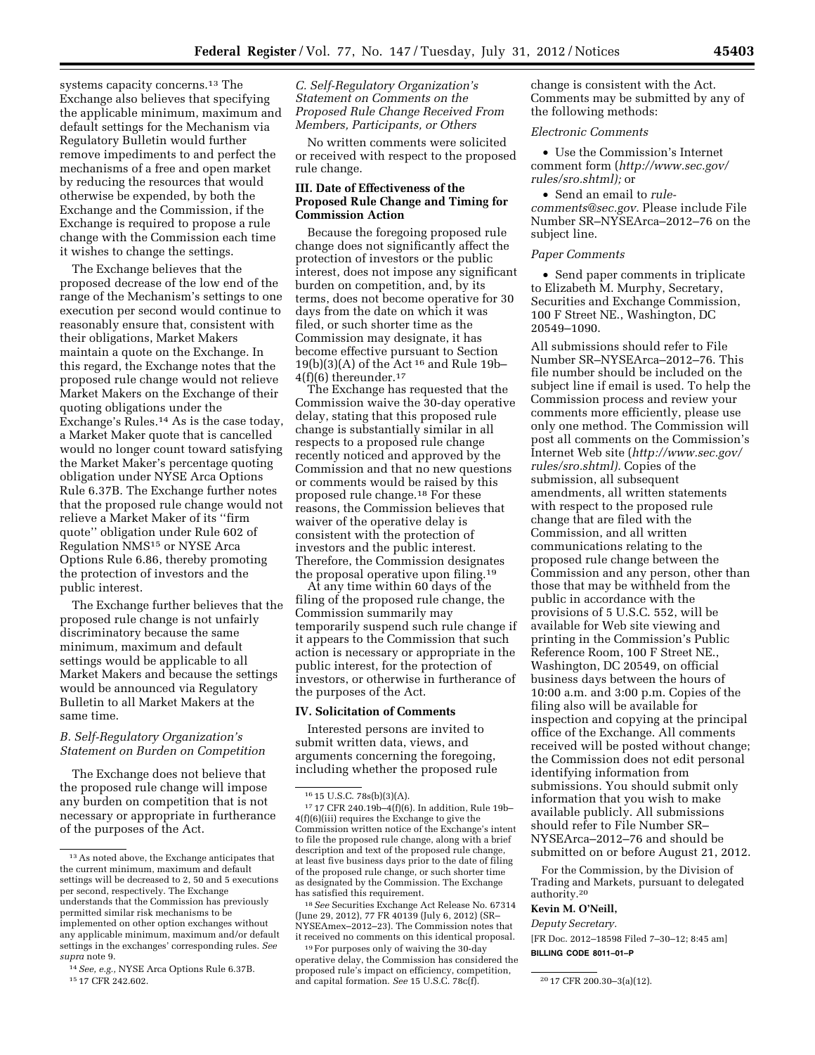systems capacity concerns.[13] The Exchange also believes that specifying the applicable minimum, maximum and default settings for the Mechanism via Regulatory Bulletin would further remove impediments to and perfect the mechanisms of a free and open market by reducing the resources that would otherwise be expended, by both the Exchange and the Commission, if the Exchange is required to propose a rule change with the Commission each time it wishes to change the settings.

The Exchange believes that the proposed decrease of the low end of the range of the Mechanism's settings to one execution per second would continue to reasonably ensure that, consistent with their obligations, Market Makers maintain a quote on the Exchange. In this regard, the Exchange notes that the proposed rule change would not relieve Market Makers on the Exchange of their quoting obligations under the Exchange's Rules.[14] As is the case today, a Market Maker quote that is cancelled would no longer count toward satisfying the Market Maker's percentage quoting obligation under NYSE Arca Options Rule 6.37B. The Exchange further notes that the proposed rule change would not relieve a Market Maker of its "firm quote" obligation under Rule 602 of Regulation NMS[15] or NYSE Arca Options Rule 6.86, thereby promoting the protection of investors and the public interest.

The Exchange further believes that the proposed rule change is not unfairly discriminatory because the same minimum, maximum and default settings would be applicable to all Market Makers and because the settings would be announced via Regulatory Bulletin to all Market Makers at the same time.

### *B. Self-Regulatory Organization's Statement on Burden on Competition*

The Exchange does not believe that the proposed rule change will impose any burden on competition that is not necessary or appropriate in furtherance of the purposes of the Act.

### *C. Self-Regulatory Organization's Statement on Comments on the Proposed Rule Change Received From Members, Participants, or Others*

No written comments were solicited or received with respect to the proposed rule change.

## III. Date of Effectiveness of the Proposed Rule Change and Timing for Commission Action

Because the foregoing proposed rule change does not significantly affect the protection of investors or the public interest, does not impose any significant burden on competition, and, by its terms, does not become operative for 30 days from the date on which it was filed, or such shorter time as the Commission may designate, it has become effective pursuant to Section 19(b)(3)(A) of the Act[16] and Rule 19b–4(f)(6) thereunder.[17]

The Exchange has requested that the Commission waive the 30-day operative delay, stating that this proposed rule change is substantially similar in all respects to a proposed rule change recently noticed and approved by the Commission and that no new questions or comments would be raised by this proposed rule change.[18] For these reasons, the Commission believes that waiver of the operative delay is consistent with the protection of investors and the public interest. Therefore, the Commission designates the proposal operative upon filing.[19]

At any time within 60 days of the filing of the proposed rule change, the Commission summarily may temporarily suspend such rule change if it appears to the Commission that such action is necessary or appropriate in the public interest, for the protection of investors, or otherwise in furtherance of the purposes of the Act.

## IV. Solicitation of Comments

Interested persons are invited to submit written data, views, and arguments concerning the foregoing, including whether the proposed rule change is consistent with the Act. Comments may be submitted by any of the following methods:

*Electronic Comments*

- Use the Commission's Internet comment form (*http://www.sec.gov/rules/sro.shtml);* or
- Send an email to *rule-comments@sec.gov.* Please include File Number SR–NYSEArca–2012–76 on the subject line.

*Paper Comments*

- Send paper comments in triplicate to Elizabeth M. Murphy, Secretary, Securities and Exchange Commission, 100 F Street NE., Washington, DC 20549–1090.

All submissions should refer to File Number SR–NYSEArca–2012–76. This file number should be included on the subject line if email is used. To help the Commission process and review your comments more efficiently, please use only one method. The Commission will post all comments on the Commission's Internet Web site (*http://www.sec.gov/rules/sro.shtml).* Copies of the submission, all subsequent amendments, all written statements with respect to the proposed rule change that are filed with the Commission, and all written communications relating to the proposed rule change between the Commission and any person, other than those that may be withheld from the public in accordance with the provisions of 5 U.S.C. 552, will be available for Web site viewing and printing in the Commission's Public Reference Room, 100 F Street NE., Washington, DC 20549, on official business days between the hours of 10:00 a.m. and 3:00 p.m. Copies of the filing also will be available for inspection and copying at the principal office of the Exchange. All comments received will be posted without change; the Commission does not edit personal identifying information from submissions. You should submit only information that you wish to make available publicly. All submissions should refer to File Number SR–NYSEArca–2012–76 and should be submitted on or before August 21, 2012.

For the Commission, by the Division of Trading and Markets, pursuant to delegated authority.[20]

**Kevin M. O'Neill,**

*Deputy Secretary.*

[FR Doc. 2012–18598 Filed 7–30–12; 8:45 am]

**BILLING CODE 8011–01–P**

---

[13] As noted above, the Exchange anticipates that the current minimum, maximum and default settings will be decreased to 2, 50 and 5 executions per second, respectively. The Exchange understands that the Commission has previously permitted similar risk mechanisms to be implemented on other option exchanges without any applicable minimum, maximum and/or default settings in the exchanges' corresponding rules. *See supra* note 9.

[14] *See, e.g.,* NYSE Arca Options Rule 6.37B.

[15] 17 CFR 242.602.

[16] 15 U.S.C. 78s(b)(3)(A).

[17] 17 CFR 240.19b–4(f)(6). In addition, Rule 19b–4(f)(6)(iii) requires the Exchange to give the Commission written notice of the Exchange's intent to file the proposed rule change, along with a brief description and text of the proposed rule change, at least five business days prior to the date of filing of the proposed rule change, or such shorter time as designated by the Commission. The Exchange has satisfied this requirement.

[18] *See* Securities Exchange Act Release No. 67314 (June 29, 2012), 77 FR 40139 (July 6, 2012) (SR–NYSEAmex–2012–23). The Commission notes that it received no comments on this identical proposal.

[19] For purposes only of waiving the 30-day operative delay, the Commission has considered the proposed rule's impact on efficiency, competition, and capital formation. *See* 15 U.S.C. 78c(f).

[20] 17 CFR 200.30–3(a)(12).